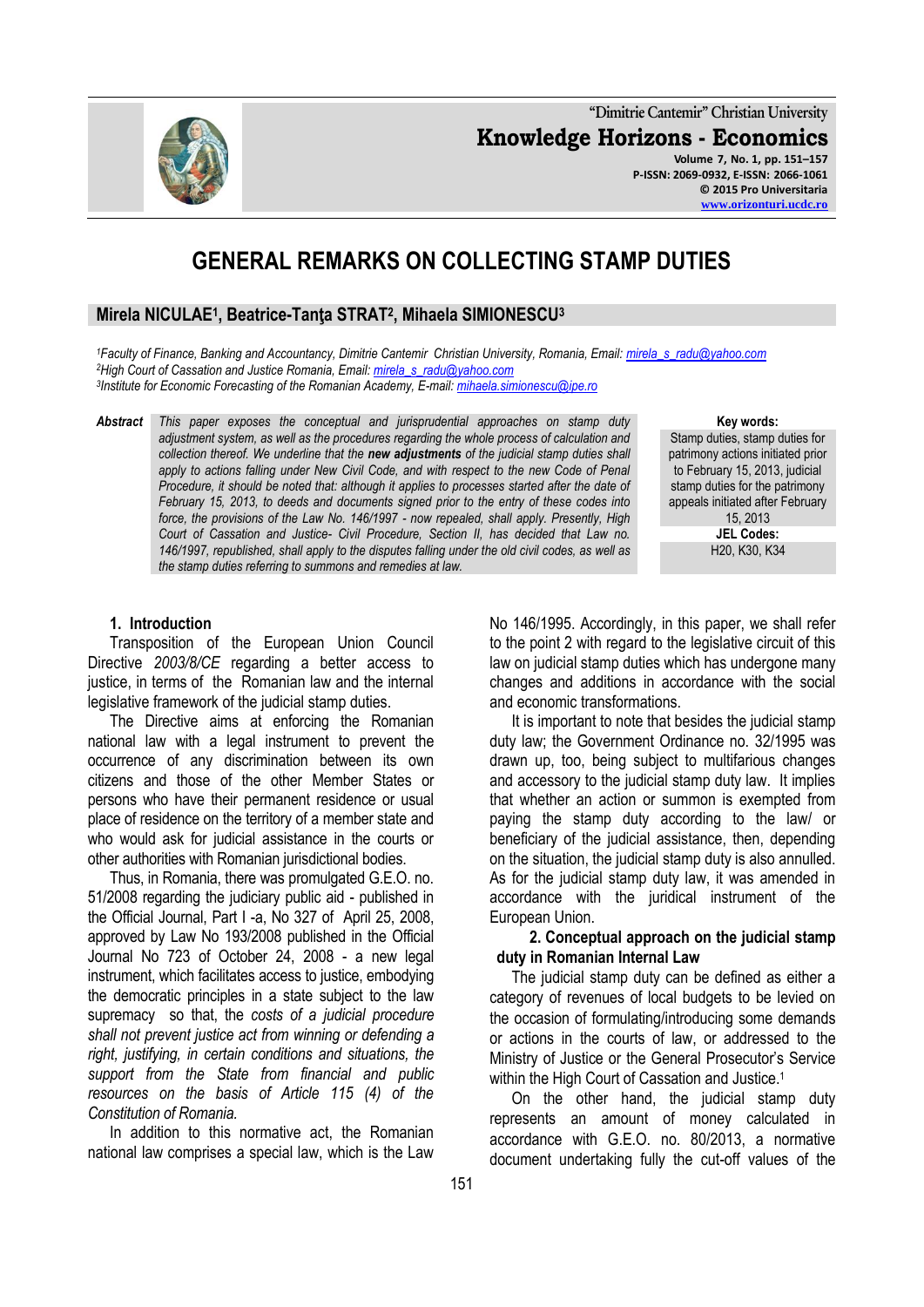# GENERAL REMARKS ON COLLECTING STAMP DUTIES

**Mirela NICULAE[1], Beatrice-Tanţa STRAT[2], Mihaela SIMIONESCU[3]**

[1]Faculty of Finance, Banking and Accountancy, Dimitrie Cantemir Christian University, Romania, Email: mirela_s_radu@yahoo.com
[2]High Court of Cassation and Justice Romania, Email: mirela_s_radu@yahoo.com
[3]Institute for Economic Forecasting of the Romanian Academy, E-mail: mihaela.simionescu@ipe.ro

***Abstract*** *This paper exposes the conceptual and jurisprudential approaches on stamp duty adjustment system, as well as the procedures regarding the whole process of calculation and collection thereof. We underline that the* ***new adjustments*** *of the judicial stamp duties shall apply to actions falling under New Civil Code, and with respect to the new Code of Penal Procedure, it should be noted that: although it applies to processes started after the date of February 15, 2013, to deeds and documents signed prior to the entry of these codes into force, the provisions of the Law No. 146/1997 - now repealed, shall apply. Presently, High Court of Cassation and Justice- Civil Procedure, Section II, has decided that Law no. 146/1997, republished, shall apply to the disputes falling under the old civil codes, as well as the stamp duties referring to summons and remedies at law.*

**Key words:** Stamp duties, stamp duties for patrimony actions initiated prior to February 15, 2013, judicial stamp duties for the patrimony appeals initiated after February 15, 2013

**JEL Codes:** H20, K30, K34

## 1. Introduction

Transposition of the European Union Council Directive *2003/8/CE* regarding a better access to justice, in terms of the Romanian law and the internal legislative framework of the judicial stamp duties.

The Directive aims at enforcing the Romanian national law with a legal instrument to prevent the occurrence of any discrimination between its own citizens and those of the other Member States or persons who have their permanent residence or usual place of residence on the territory of a member state and who would ask for judicial assistance in the courts or other authorities with Romanian jurisdictional bodies.

Thus, in Romania, there was promulgated G.E.O. no. 51/2008 regarding the judiciary public aid - published in the Official Journal, Part I -a, No 327 of April 25, 2008, approved by Law No 193/2008 published in the Official Journal No 723 of October 24, 2008 - a new legal instrument, which facilitates access to justice, embodying the democratic principles in a state subject to the law supremacy so that, the *costs of a judicial procedure shall not prevent justice act from winning or defending a right, justifying, in certain conditions and situations, the support from the State from financial and public resources on the basis of Article 115 (4) of the Constitution of Romania.*

In addition to this normative act, the Romanian national law comprises a special law, which is the Law No 146/1995. Accordingly, in this paper, we shall refer to the point 2 with regard to the legislative circuit of this law on judicial stamp duties which has undergone many changes and additions in accordance with the social and economic transformations.

It is important to note that besides the judicial stamp duty law; the Government Ordinance no. 32/1995 was drawn up, too, being subject to multifarious changes and accessory to the judicial stamp duty law. It implies that whether an action or summon is exempted from paying the stamp duty according to the law/ or beneficiary of the judicial assistance, then, depending on the situation, the judicial stamp duty is also annulled. As for the judicial stamp duty law, it was amended in accordance with the juridical instrument of the European Union.

## 2. Conceptual approach on the judicial stamp duty in Romanian Internal Law

The judicial stamp duty can be defined as either a category of revenues of local budgets to be levied on the occasion of formulating/introducing some demands or actions in the courts of law, or addressed to the Ministry of Justice or the General Prosecutor's Service within the High Court of Cassation and Justice.[1]

On the other hand, the judicial stamp duty represents an amount of money calculated in accordance with G.E.O. no. 80/2013, a normative document undertaking fully the cut-off values of the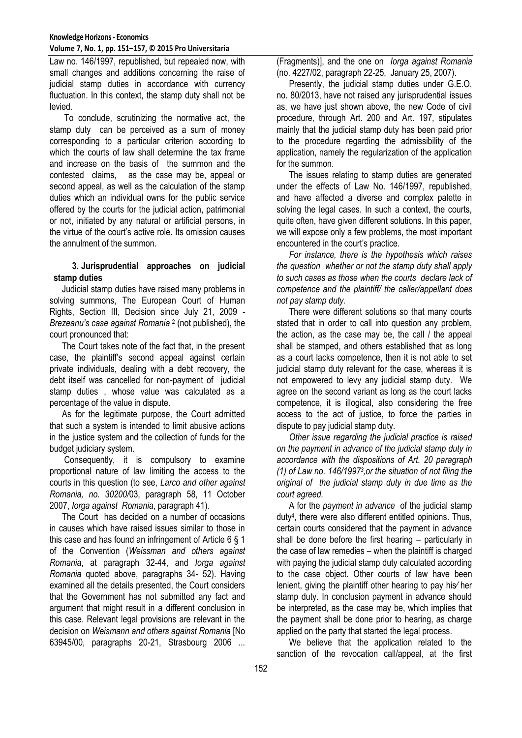Law no. 146/1997, republished, but repealed now, with small changes and additions concerning the raise of judicial stamp duties in accordance with currency fluctuation. In this context, the stamp duty shall not be levied.

To conclude, scrutinizing the normative act, the stamp duty can be perceived as a sum of money corresponding to a particular criterion according to which the courts of law shall determine the tax frame and increase on the basis of the summon and the contested claims, as the case may be, appeal or second appeal, as well as the calculation of the stamp duties which an individual owns for the public service offered by the courts for the judicial action, patrimonial or not, initiated by any natural or artificial persons, in the virtue of the court's active role. Its omission causes the annulment of the summon.

### 3. Jurisprudential approaches on judicial stamp duties

Judicial stamp duties have raised many problems in solving summons, The European Court of Human Rights, Section III, Decision since July 21, 2009 - *Brezeanu's case against Romania* [2] (not published), the court pronounced that:

The Court takes note of the fact that, in the present case, the plaintiff's second appeal against certain private individuals, dealing with a debt recovery, the debt itself was cancelled for non-payment of judicial stamp duties , whose value was calculated as a percentage of the value in dispute.

As for the legitimate purpose, the Court admitted that such a system is intended to limit abusive actions in the justice system and the collection of funds for the budget judiciary system.

Consequently, it is compulsory to examine proportional nature of law limiting the access to the courts in this question (to see, *Larco and other against Romania, no. 30200/*03, paragraph 58, 11 October 2007, *Iorga against Romania*, paragraph 41).

The Court has decided on a number of occasions in causes which have raised issues similar to those in this case and has found an infringement of Article 6 § 1 of the Convention (*Weissman and others against Romania*, at paragraph 32-44, and *Iorga against Romania* quoted above, paragraphs 34- 52). Having examined all the details presented, the Court considers that the Government has not submitted any fact and argument that might result in a different conclusion in this case. Relevant legal provisions are relevant in the decision on *Weismann and others against Romania* [No 63945/00, paragraphs 20-21, Strasbourg 2006 ... (Fragments)], and the one on *Iorga against Romania* (no. 4227/02, paragraph 22-25, January 25, 2007).

Presently, the judicial stamp duties under G.E.O. no. 80/2013, have not raised any jurisprudential issues as, we have just shown above, the new Code of civil procedure, through Art. 200 and Art. 197, stipulates mainly that the judicial stamp duty has been paid prior to the procedure regarding the admissibility of the application, namely the regularization of the application for the summon.

The issues relating to stamp duties are generated under the effects of Law No. 146/1997, republished, and have affected a diverse and complex palette in solving the legal cases. In such a context, the courts, quite often, have given different solutions. In this paper, we will expose only a few problems, the most important encountered in the court's practice.

*For instance, there is the hypothesis which raises the question whether or not the stamp duty shall apply to such cases as those when the courts declare lack of competence and the plaintiff/ the caller/appellant does not pay stamp duty.*

There were different solutions so that many courts stated that in order to call into question any problem, the action, as the case may be, the call / the appeal shall be stamped, and others established that as long as a court lacks competence, then it is not able to set judicial stamp duty relevant for the case, whereas it is not empowered to levy any judicial stamp duty. We agree on the second variant as long as the court lacks competence, it is illogical, also considering the free access to the act of justice, to force the parties in dispute to pay judicial stamp duty.

*Other issue regarding the judicial practice is raised on the payment in advance of the judicial stamp duty in accordance with the dispositions of Art. 20 paragraph (1) of Law no. 146/1997[3], or the situation of not filing the original of the judicial stamp duty in due time as the court agreed.*

A for the *payment in advance* of the judicial stamp duty[4], there were also different entitled opinions. Thus, certain courts considered that the payment in advance shall be done before the first hearing – particularly in the case of law remedies – when the plaintiff is charged with paying the judicial stamp duty calculated according to the case object. Other courts of law have been lenient, giving the plaintiff other hearing to pay his/her stamp duty. In conclusion payment in advance should be interpreted, as the case may be, which implies that the payment shall be done prior to hearing, as charge applied on the party that started the legal process.

We believe that the application related to the sanction of the revocation call/appeal, at the first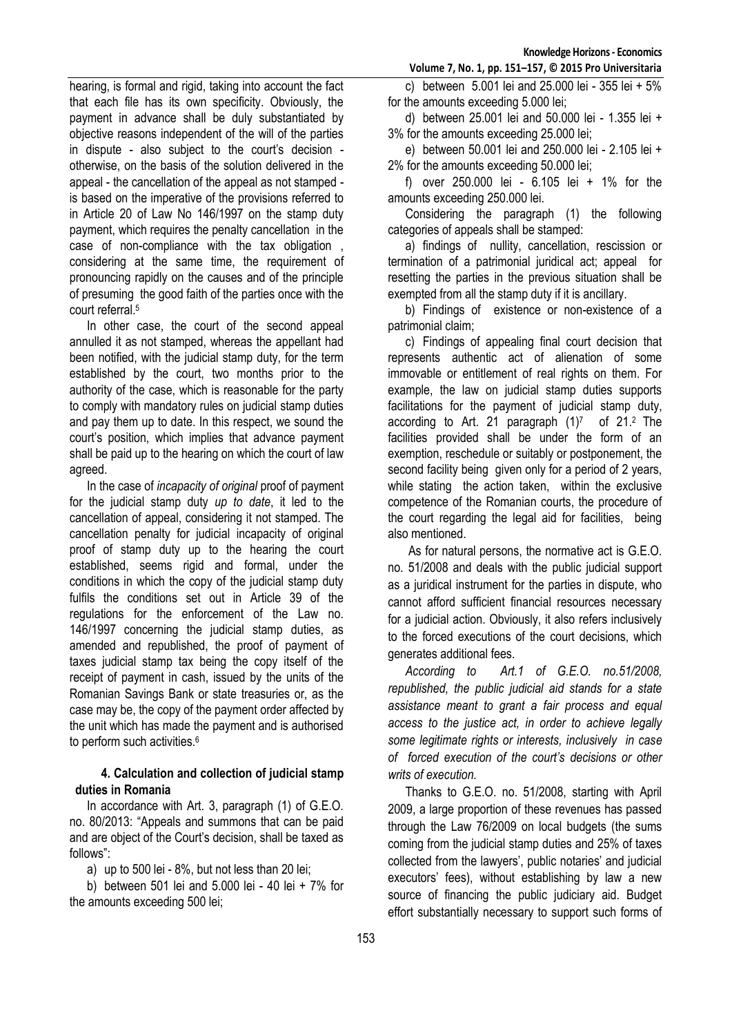hearing, is formal and rigid, taking into account the fact that each file has its own specificity. Obviously, the payment in advance shall be duly substantiated by objective reasons independent of the will of the parties in dispute - also subject to the court's decision - otherwise, on the basis of the solution delivered in the appeal - the cancellation of the appeal as not stamped - is based on the imperative of the provisions referred to in Article 20 of Law No 146/1997 on the stamp duty payment, which requires the penalty cancellation in the case of non-compliance with the tax obligation , considering at the same time, the requirement of pronouncing rapidly on the causes and of the principle of presuming the good faith of the parties once with the court referral.[5]

In other case, the court of the second appeal annulled it as not stamped, whereas the appellant had been notified, with the judicial stamp duty, for the term established by the court, two months prior to the authority of the case, which is reasonable for the party to comply with mandatory rules on judicial stamp duties and pay them up to date. In this respect, we sound the court's position, which implies that advance payment shall be paid up to the hearing on which the court of law agreed.

In the case of *incapacity of original* proof of payment for the judicial stamp duty *up to date*, it led to the cancellation of appeal, considering it not stamped. The cancellation penalty for judicial incapacity of original proof of stamp duty up to the hearing the court established, seems rigid and formal, under the conditions in which the copy of the judicial stamp duty fulfils the conditions set out in Article 39 of the regulations for the enforcement of the Law no. 146/1997 concerning the judicial stamp duties, as amended and republished, the proof of payment of taxes judicial stamp tax being the copy itself of the receipt of payment in cash, issued by the units of the Romanian Savings Bank or state treasuries or, as the case may be, the copy of the payment order affected by the unit which has made the payment and is authorised to perform such activities.[6]

## 4. Calculation and collection of judicial stamp duties in Romania

In accordance with Art. 3, paragraph (1) of G.E.O. no. 80/2013: "Appeals and summons that can be paid and are object of the Court's decision, shall be taxed as follows":

a) up to 500 lei - 8%, but not less than 20 lei;

b) between 501 lei and 5.000 lei - 40 lei + 7% for the amounts exceeding 500 lei;

c) between 5.001 lei and 25.000 lei - 355 lei + 5% for the amounts exceeding 5.000 lei;

d) between 25.001 lei and 50.000 lei - 1.355 lei + 3% for the amounts exceeding 25.000 lei;

e) between 50.001 lei and 250.000 lei - 2.105 lei + 2% for the amounts exceeding 50.000 lei;

f) over 250.000 lei - 6.105 lei + 1% for the amounts exceeding 250.000 lei.

Considering the paragraph (1) the following categories of appeals shall be stamped:

a) findings of nullity, cancellation, rescission or termination of a patrimonial juridical act; appeal for resetting the parties in the previous situation shall be exempted from all the stamp duty if it is ancillary.

b) Findings of existence or non-existence of a patrimonial claim;

c) Findings of appealing final court decision that represents authentic act of alienation of some immovable or entitlement of real rights on them. For example, the law on judicial stamp duties supports facilitations for the payment of judicial stamp duty, according to Art. 21 paragraph (1)[7] of 21.[2] The facilities provided shall be under the form of an exemption, reschedule or suitably or postponement, the second facility being given only for a period of 2 years, while stating the action taken, within the exclusive competence of the Romanian courts, the procedure of the court regarding the legal aid for facilities, being also mentioned.

As for natural persons, the normative act is G.E.O. no. 51/2008 and deals with the public judicial support as a juridical instrument for the parties in dispute, who cannot afford sufficient financial resources necessary for a judicial action. Obviously, it also refers inclusively to the forced executions of the court decisions, which generates additional fees.

*According to Art.1 of G.E.O. no.51/2008, republished, the public judicial aid stands for a state assistance meant to grant a fair process and equal access to the justice act, in order to achieve legally some legitimate rights or interests, inclusively in case of forced execution of the court's decisions or other writs of execution.*

Thanks to G.E.O. no. 51/2008, starting with April 2009, a large proportion of these revenues has passed through the Law 76/2009 on local budgets (the sums coming from the judicial stamp duties and 25% of taxes collected from the lawyers', public notaries' and judicial executors' fees), without establishing by law a new source of financing the public judiciary aid. Budget effort substantially necessary to support such forms of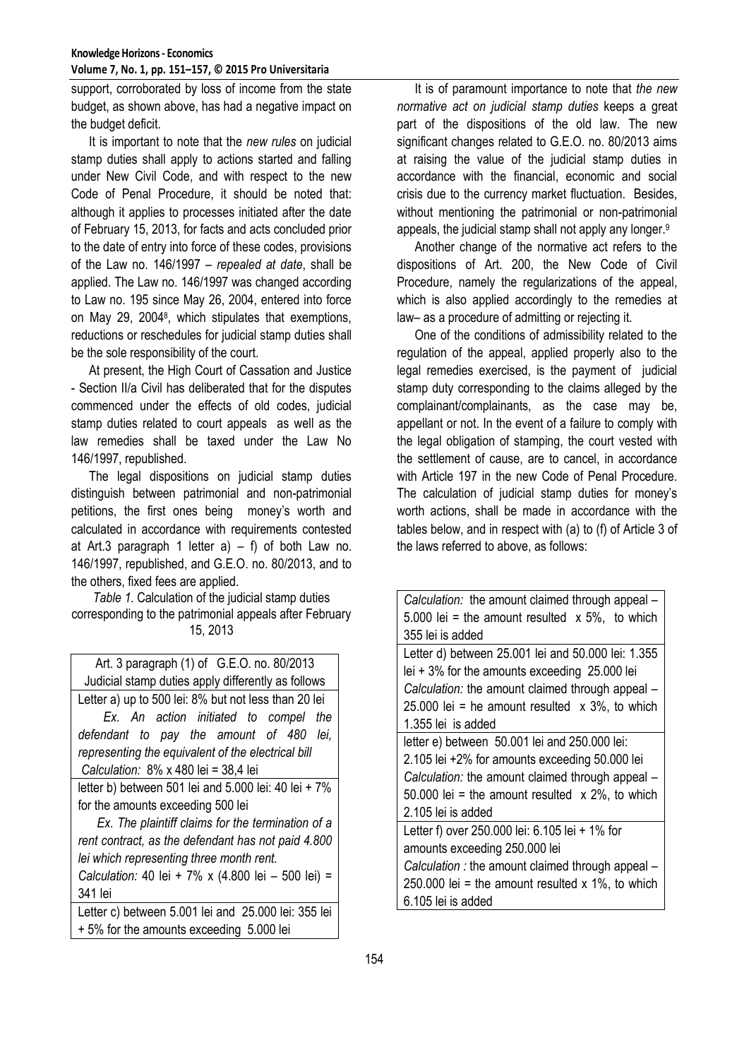support, corroborated by loss of income from the state budget, as shown above, has had a negative impact on the budget deficit.

It is important to note that the *new rules* on judicial stamp duties shall apply to actions started and falling under New Civil Code, and with respect to the new Code of Penal Procedure, it should be noted that: although it applies to processes initiated after the date of February 15, 2013, for facts and acts concluded prior to the date of entry into force of these codes, provisions of the Law no. 146/1997 – *repealed at date*, shall be applied. The Law no. 146/1997 was changed according to Law no. 195 since May 26, 2004, entered into force on May 29, 2004[8], which stipulates that exemptions, reductions or reschedules for judicial stamp duties shall be the sole responsibility of the court.

At present, the High Court of Cassation and Justice - Section II/a Civil has deliberated that for the disputes commenced under the effects of old codes, judicial stamp duties related to court appeals as well as the law remedies shall be taxed under the Law No 146/1997, republished.

The legal dispositions on judicial stamp duties distinguish between patrimonial and non-patrimonial petitions, the first ones being money's worth and calculated in accordance with requirements contested at Art.3 paragraph 1 letter a) – f) of both Law no. 146/1997, republished, and G.E.O. no. 80/2013, and to the others, fixed fees are applied.

*Table 1.* Calculation of the judicial stamp duties corresponding to the patrimonial appeals after February 15, 2013

| Art. 3 paragraph (1) of G.E.O. no. 80/2013 Judicial stamp duties apply differently as follows |
|---|
| Letter a) up to 500 lei: 8% but not less than 20 lei <br> *Ex. An action initiated to compel the defendant to pay the amount of 480 lei, representing the equivalent of the electrical bill* <br> *Calculation:* 8% x 480 lei = 38,4 lei |
| letter b) between 501 lei and 5.000 lei: 40 lei + 7% for the amounts exceeding 500 lei <br> *Ex. The plaintiff claims for the termination of a rent contract, as the defendant has not paid 4.800 lei which representing three month rent.* <br> *Calculation:* 40 lei + 7% x (4.800 lei – 500 lei) = 341 lei |
| Letter c) between 5.001 lei and 25.000 lei: 355 lei + 5% for the amounts exceeding 5.000 lei <br> *Calculation:* the amount claimed through appeal – 5.000 lei = the amount resulted x 5%, to which 355 lei is added |
| Letter d) between 25.001 lei and 50.000 lei: 1.355 lei + 3% for the amounts exceeding 25.000 lei <br> *Calculation:* the amount claimed through appeal – 25.000 lei = he amount resulted x 3%, to which 1.355 lei is added |
| letter e) between 50.001 lei and 250.000 lei: 2.105 lei +2% for amounts exceeding 50.000 lei <br> *Calculation:* the amount claimed through appeal – 50.000 lei = the amount resulted x 2%, to which 2.105 lei is added |
| Letter f) over 250.000 lei: 6.105 lei + 1% for amounts exceeding 250.000 lei <br> *Calculation :* the amount claimed through appeal – 250.000 lei = the amount resulted x 1%, to which 6.105 lei is added |

It is of paramount importance to note that *the new normative act on judicial stamp duties* keeps a great part of the dispositions of the old law. The new significant changes related to G.E.O. no. 80/2013 aims at raising the value of the judicial stamp duties in accordance with the financial, economic and social crisis due to the currency market fluctuation. Besides, without mentioning the patrimonial or non-patrimonial appeals, the judicial stamp shall not apply any longer.[9]

Another change of the normative act refers to the dispositions of Art. 200, the New Code of Civil Procedure, namely the regularizations of the appeal, which is also applied accordingly to the remedies at law– as a procedure of admitting or rejecting it.

One of the conditions of admissibility related to the regulation of the appeal, applied properly also to the legal remedies exercised, is the payment of judicial stamp duty corresponding to the claims alleged by the complainant/complainants, as the case may be, appellant or not. In the event of a failure to comply with the legal obligation of stamping, the court vested with the settlement of cause, are to cancel, in accordance with Article 197 in the new Code of Penal Procedure. The calculation of judicial stamp duties for money's worth actions, shall be made in accordance with the tables below, and in respect with (a) to (f) of Article 3 of the laws referred to above, as follows: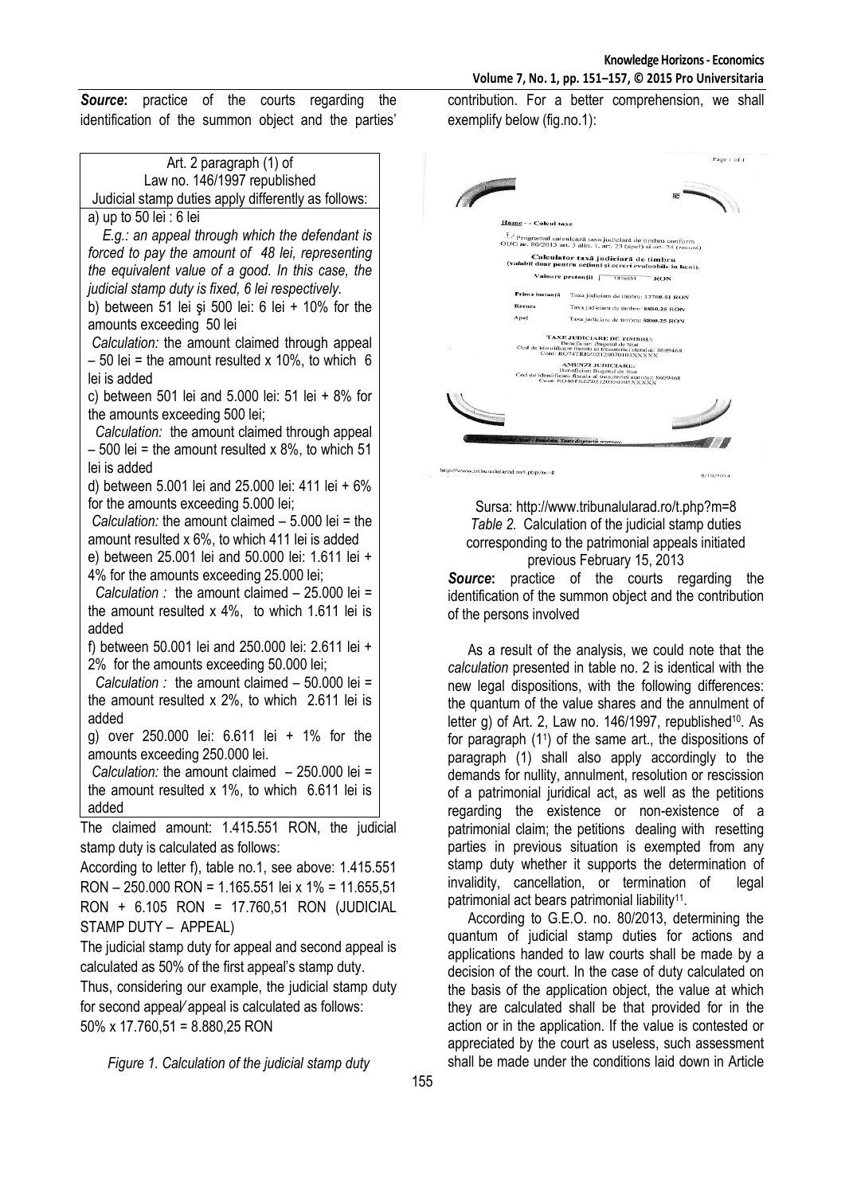***Source*:** practice of the courts regarding the identification of the summon object and the parties' contribution. For a better comprehension, we shall exemplify below (fig.no.1):

Art. 2 paragraph (1) of Law no. 146/1997 republished
Judicial stamp duties apply differently as follows:

a) up to 50 lei : 6 lei
*E.g.: an appeal through which the defendant is forced to pay the amount of 48 lei, representing the equivalent value of a good. In this case, the judicial stamp duty is fixed, 6 lei respectively.*

b) between 51 lei şi 500 lei: 6 lei + 10% for the amounts exceeding 50 lei
*Calculation:* the amount claimed through appeal – 50 lei = the amount resulted x 10%, to which 6 lei is added

c) between 501 lei and 5.000 lei: 51 lei + 8% for the amounts exceeding 500 lei;
*Calculation:* the amount claimed through appeal – 500 lei = the amount resulted x 8%, to which 51 lei is added

d) between 5.001 lei and 25.000 lei: 411 lei + 6% for the amounts exceeding 5.000 lei;
*Calculation:* the amount claimed – 5.000 lei = the amount resulted x 6%, to which 411 lei is added

e) between 25.001 lei and 50.000 lei: 1.611 lei + 4% for the amounts exceeding 25.000 lei;
*Calculation :* the amount claimed – 25.000 lei = the amount resulted x 4%, to which 1.611 lei is added

f) between 50.001 lei and 250.000 lei: 2.611 lei + 2% for the amounts exceeding 50.000 lei;
*Calculation :* the amount claimed – 50.000 lei = the amount resulted x 2%, to which 2.611 lei is added

g) over 250.000 lei: 6.611 lei + 1% for the amounts exceeding 250.000 lei.
*Calculation:* the amount claimed – 250.000 lei = the amount resulted x 1%, to which 6.611 lei is added

The claimed amount: 1.415.551 RON, the judicial stamp duty is calculated as follows:

According to letter f), table no.1, see above: 1.415.551 RON – 250.000 RON = 1.165.551 lei x 1% = 11.655,51 RON + 6.105 RON = 17.760,51 RON (JUDICIAL STAMP DUTY – APPEAL)

The judicial stamp duty for appeal and second appeal is calculated as 50% of the first appeal's stamp duty.

Thus, considering our example, the judicial stamp duty for second appeal/ appeal is calculated as follows:
50% x 17.760,51 = 8.880,25 RON

*Figure 1. Calculation of the judicial stamp duty*

Home - - Calcul taxe

Programul calculează taxa judiciară de timbru conform OUG nr. 80/2013 art. 3 alin. 1, art. 23 (apel) şi art. 24 (recurs)

Calculator taxă judiciară de timbru
(valabil doar pentru acţiuni şi cereri evaluabile în bani).

Valoare pretenţii: 1415551 RON

| | |
|---|---|
| Prima instanţă | Taxa judiciara de timbru: 17760.51 RON |
| Recurs | Taxa judiciara de timbru: 8880.25 RON |
| Apel | Taxa judiciara de timbru: 8880.25 RON |

TAXE JUDICIARE DE TIMBRU:
Beneficiar: Bugetul de Stat
Cod de identificare fiscala al trezoreriei statului: 8609468
Cont: RO74TREZ0212120070105XXXXX

AMENZI JUDICIARE:
Beneficiar: Bugetul de Stat
Cod de identificare fiscala al trezoreriei statului: 8609468
Cont: RO40TREZ0212035020105XXXXX

Sursa: http://www.tribunalularad.ro/t.php?m=8

*Table 2.* Calculation of the judicial stamp duties corresponding to the patrimonial appeals initiated previous February 15, 2013

***Source*:** practice of the courts regarding the identification of the summon object and the contribution of the persons involved

As a result of the analysis, we could note that the *calculation* presented in table no. 2 is identical with the new legal dispositions, with the following differences: the quantum of the value shares and the annulment of letter g) of Art. 2, Law no. 146/1997, republished[10]. As for paragraph ($1^1$) of the same art., the dispositions of paragraph (1) shall also apply accordingly to the demands for nullity, annulment, resolution or rescission of a patrimonial juridical act, as well as the petitions regarding the existence or non-existence of a patrimonial claim; the petitions dealing with resetting parties in previous situation is exempted from any stamp duty whether it supports the determination of invalidity, cancellation, or termination of legal patrimonial act bears patrimonial liability[11].

According to G.E.O. no. 80/2013, determining the quantum of judicial stamp duties for actions and applications handed to law courts shall be made by a decision of the court. In the case of duty calculated on the basis of the application object, the value at which they are calculated shall be that provided for in the action or in the application. If the value is contested or appreciated by the court as useless, such assessment shall be made under the conditions laid down in Article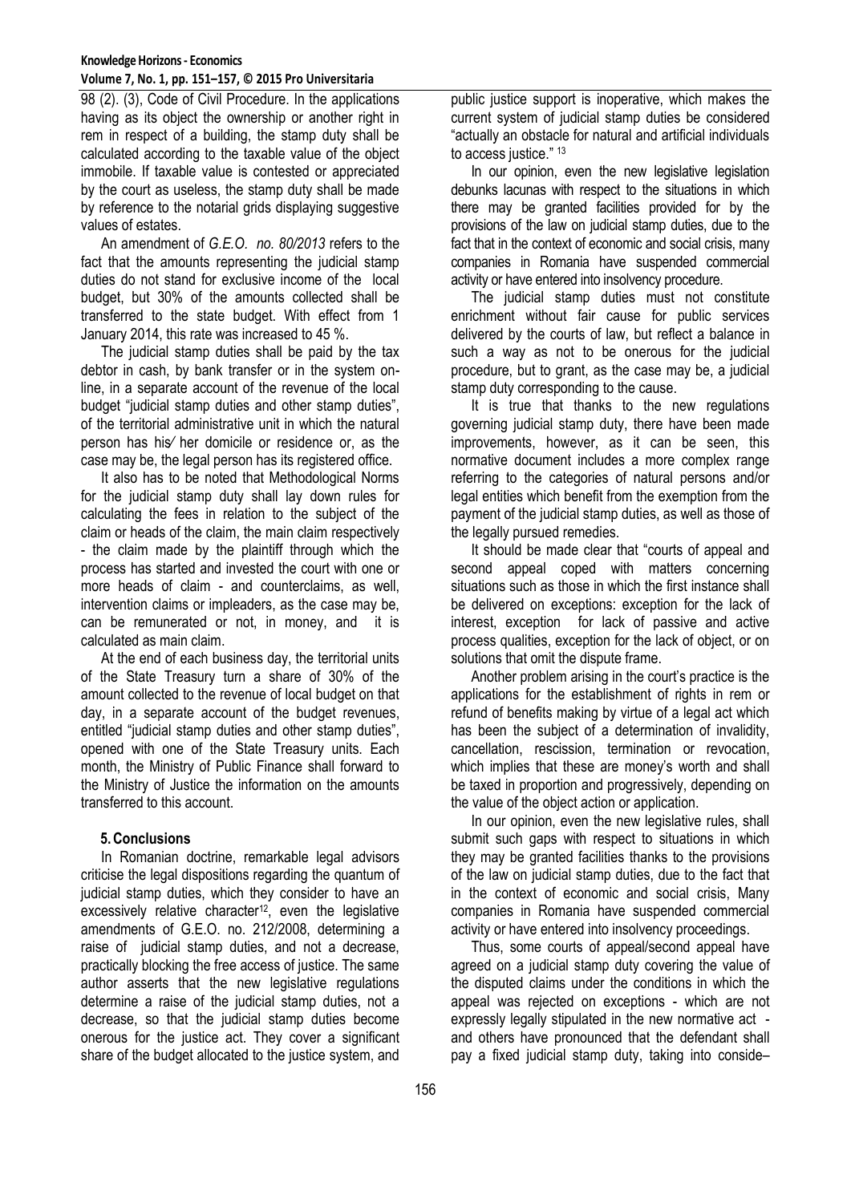98 (2). (3), Code of Civil Procedure. In the applications having as its object the ownership or another right in rem in respect of a building, the stamp duty shall be calculated according to the taxable value of the object immobile. If taxable value is contested or appreciated by the court as useless, the stamp duty shall be made by reference to the notarial grids displaying suggestive values of estates.

An amendment of *G.E.O. no. 80/2013* refers to the fact that the amounts representing the judicial stamp duties do not stand for exclusive income of the local budget, but 30% of the amounts collected shall be transferred to the state budget. With effect from 1 January 2014, this rate was increased to 45 %.

The judicial stamp duties shall be paid by the tax debtor in cash, by bank transfer or in the system on-line, in a separate account of the revenue of the local budget "judicial stamp duties and other stamp duties", of the territorial administrative unit in which the natural person has his/ her domicile or residence or, as the case may be, the legal person has its registered office.

It also has to be noted that Methodological Norms for the judicial stamp duty shall lay down rules for calculating the fees in relation to the subject of the claim or heads of the claim, the main claim respectively - the claim made by the plaintiff through which the process has started and invested the court with one or more heads of claim - and counterclaims, as well, intervention claims or impleaders, as the case may be, can be remunerated or not, in money, and it is calculated as main claim.

At the end of each business day, the territorial units of the State Treasury turn a share of 30% of the amount collected to the revenue of local budget on that day, in a separate account of the budget revenues, entitled "judicial stamp duties and other stamp duties", opened with one of the State Treasury units. Each month, the Ministry of Public Finance shall forward to the Ministry of Justice the information on the amounts transferred to this account.

## 5. Conclusions

In Romanian doctrine, remarkable legal advisors criticise the legal dispositions regarding the quantum of judicial stamp duties, which they consider to have an excessively relative character[12], even the legislative amendments of G.E.O. no. 212/2008, determining a raise of judicial stamp duties, and not a decrease, practically blocking the free access of justice. The same author asserts that the new legislative regulations determine a raise of the judicial stamp duties, not a decrease, so that the judicial stamp duties become onerous for the justice act. They cover a significant share of the budget allocated to the justice system, and public justice support is inoperative, which makes the current system of judicial stamp duties be considered "actually an obstacle for natural and artificial individuals to access justice." [13]

In our opinion, even the new legislative legislation debunks lacunas with respect to the situations in which there may be granted facilities provided for by the provisions of the law on judicial stamp duties, due to the fact that in the context of economic and social crisis, many companies in Romania have suspended commercial activity or have entered into insolvency procedure.

The judicial stamp duties must not constitute enrichment without fair cause for public services delivered by the courts of law, but reflect a balance in such a way as not to be onerous for the judicial procedure, but to grant, as the case may be, a judicial stamp duty corresponding to the cause.

It is true that thanks to the new regulations governing judicial stamp duty, there have been made improvements, however, as it can be seen, this normative document includes a more complex range referring to the categories of natural persons and/or legal entities which benefit from the exemption from the payment of the judicial stamp duties, as well as those of the legally pursued remedies.

It should be made clear that "courts of appeal and second appeal coped with matters concerning situations such as those in which the first instance shall be delivered on exceptions: exception for the lack of interest, exception for lack of passive and active process qualities, exception for the lack of object, or on solutions that omit the dispute frame.

Another problem arising in the court's practice is the applications for the establishment of rights in rem or refund of benefits making by virtue of a legal act which has been the subject of a determination of invalidity, cancellation, rescission, termination or revocation, which implies that these are money's worth and shall be taxed in proportion and progressively, depending on the value of the object action or application.

In our opinion, even the new legislative rules, shall submit such gaps with respect to situations in which they may be granted facilities thanks to the provisions of the law on judicial stamp duties, due to the fact that in the context of economic and social crisis, Many companies in Romania have suspended commercial activity or have entered into insolvency proceedings.

Thus, some courts of appeal/second appeal have agreed on a judicial stamp duty covering the value of the disputed claims under the conditions in which the appeal was rejected on exceptions - which are not expressly legally stipulated in the new normative act - and others have pronounced that the defendant shall pay a fixed judicial stamp duty, taking into conside–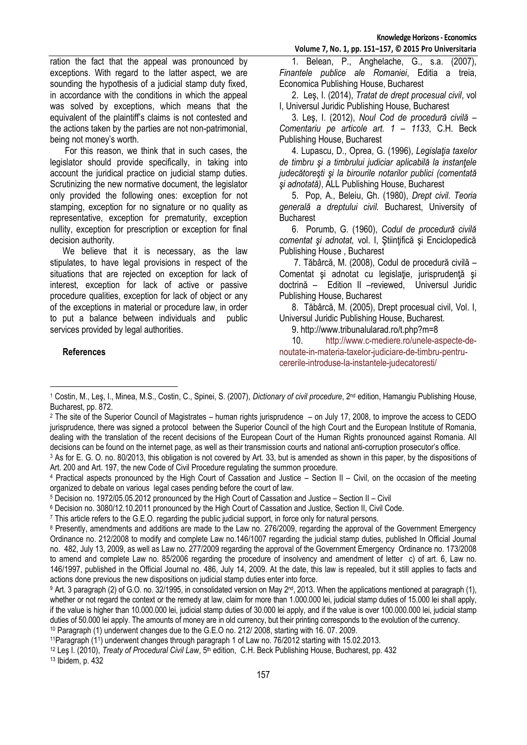ration the fact that the appeal was pronounced by exceptions. With regard to the latter aspect, we are sounding the hypothesis of a judicial stamp duty fixed, in accordance with the conditions in which the appeal was solved by exceptions, which means that the equivalent of the plaintiff's claims is not contested and the actions taken by the parties are not non-patrimonial, being not money's worth.

For this reason, we think that in such cases, the legislator should provide specifically, in taking into account the juridical practice on judicial stamp duties. Scrutinizing the new normative document, the legislator only provided the following ones: exception for not stamping, exception for no signature or no quality as representative, exception for prematurity, exception nullity, exception for prescription or exception for final decision authority.

We believe that it is necessary, as the law stipulates, to have legal provisions in respect of the situations that are rejected on exception for lack of interest, exception for lack of active or passive procedure qualities, exception for lack of object or any of the exceptions in material or procedure law, in order to put a balance between individuals and public services provided by legal authorities.

**References**

1. Belean, P., Anghelache, G., s.a. (2007), *Finantele publice ale Romaniei*, Editia a treia, Economica Publishing House, Bucharest
2. Leş, I. (2014), *Tratat de drept procesual civil*, vol I, Universul Juridic Publishing House, Bucharest
3. Leş, I. (2012), *Noul Cod de procedură civilă – Comentariu pe articole art. 1 – 1133*, C.H. Beck Publishing House, Bucharest
4. Lupascu, D., Oprea, G. (1996), *Legislaţia taxelor de timbru şi a timbrului judiciar aplicabilă la instanţele judecătoreşti şi la birourile notarilor publici (comentată şi adnotată)*, ALL Publishing House, Bucharest
5. Pop, A., Beleiu, Gh. (1980), *Drept civil. Teoria generală a dreptului civil.* Bucharest, University of Bucharest
6. Porumb, G. (1960), *Codul de procedură civilă comentat şi adnotat,* vol. I, Ştiinţifică şi Enciclopedică Publishing House , Bucharest
7. Tăbârcă, M. (2008), Codul de procedură civilă – Comentat şi adnotat cu legislaţie, jurisprudenţă şi doctrină – Edition II –reviewed, Universul Juridic Publishing House, Bucharest
8. Tăbârcă, M. (2005), Drept procesual civil, Vol. I, Universul Juridic Publishing House, Bucharest.
9. http://www.tribunalularad.ro/t.php?m=8
10. http://www.c-mediere.ro/unele-aspecte-de-noutate-in-materia-taxelor-judiciare-de-timbru-pentru-cererile-introduse-la-instantele-judecatoresti/

---

[1] Costin, M., Leş, I., Minea, M.S., Costin, C., Spinei, S. (2007), *Dictionary of civil procedure*, 2nd edition, Hamangiu Publishing House, Bucharest, pp. 872.

[2] The site of the Superior Council of Magistrates – human rights jurisprudence – on July 17, 2008, to improve the access to CEDO jurisprudence, there was signed a protocol between the Superior Council of the high Court and the European Institute of Romania, dealing with the translation of the recent decisions of the European Court of the Human Rights pronounced against Romania. All decisions can be found on the internet page, as well as their transmission courts and national anti-corruption prosecutor's office.

[3] As for E. G. O. no. 80/2013, this obligation is not covered by Art. 33, but is amended as shown in this paper, by the dispositions of Art. 200 and Art. 197, the new Code of Civil Procedure regulating the summon procedure.

[4] Practical aspects pronounced by the High Court of Cassation and Justice – Section II – Civil, on the occasion of the meeting organized to debate on various legal cases pending before the court of law.

[5] Decision no. 1972/05.05.2012 pronounced by the High Court of Cassation and Justice – Section II – Civil

[6] Decision no. 3080/12.10.2011 pronounced by the High Court of Cassation and Justice, Section II, Civil Code.

[7] This article refers to the G.E.O. regarding the public judicial support, in force only for natural persons.

[8] Presently, amendments and additions are made to the Law no. 276/2009, regarding the approval of the Government Emergency Ordinance no. 212/2008 to modify and complete Law no.146/1007 regarding the judicial stamp duties, published In Official Journal no. 482, July 13, 2009, as well as Law no. 277/2009 regarding the approval of the Government Emergency Ordinance no. 173/2008 to amend and complete Law no. 85/2006 regarding the procedure of insolvency and amendment of letter c) of art. 6, Law no. 146/1997, published in the Official Journal no. 486, July 14, 2009. At the date, this law is repealed, but it still applies to facts and actions done previous the new dispositions on judicial stamp duties enter into force.

[9] Art. 3 paragraph (2) of G.O. no. 32/1995, in consolidated version on May 2nd, 2013. When the applications mentioned at paragraph (1), whether or not regard the context or the remedy at law, claim for more than 1.000.000 lei, judicial stamp duties of 15.000 lei shall apply, if the value is higher than 10.000.000 lei, judicial stamp duties of 30.000 lei apply, and if the value is over 100.000.000 lei, judicial stamp duties of 50.000 lei apply. The amounts of money are in old currency, but their printing corresponds to the evolution of the currency.

[10] Paragraph (1) underwent changes due to the G.E.O no. 212/ 2008, starting with 16. 07. 2009.

[11] Paragraph (1[1]) underwent changes through paragraph 1 of Law no. 76/2012 starting with 15.02.2013.

[12] Leş I. (2010), *Treaty of Procedural Civil Law*, 5th edition, C.H. Beck Publishing House, Bucharest, pp. 432

[13] Ibidem, p. 432